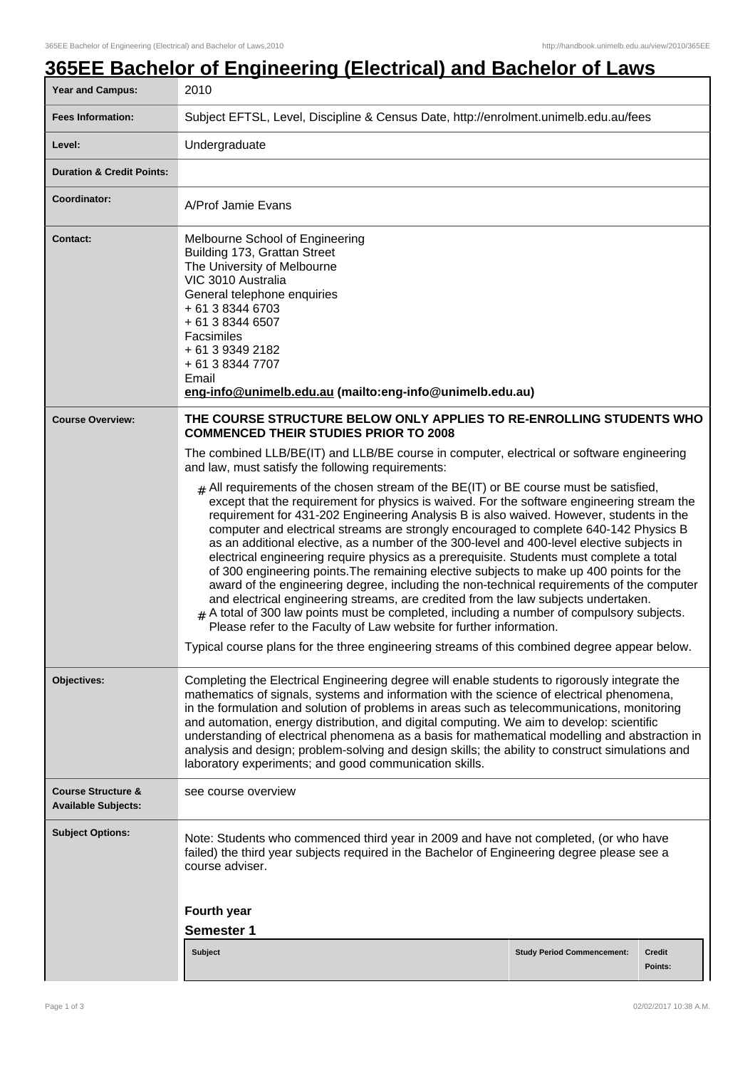# 365EE Bachelor of Engineering (Electrical) and Bachelor of Laws

| | |
|---|---|
| **Year and Campus:** | 2010 |
| **Fees Information:** | Subject EFTSL, Level, Discipline & Census Date, http://enrolment.unimelb.edu.au/fees |
| **Level:** | Undergraduate |
| **Duration & Credit Points:** | |
| **Coordinator:** | A/Prof Jamie Evans |
| **Contact:** | Melbourne School of Engineering<br>Building 173, Grattan Street<br>The University of Melbourne<br>VIC 3010 Australia<br>General telephone enquiries<br>+ 61 3 8344 6703<br>+ 61 3 8344 6507<br>Facsimiles<br>+ 61 3 9349 2182<br>+ 61 3 8344 7707<br>Email<br>**eng-info@unimelb.edu.au (mailto:eng-info@unimelb.edu.au)** |

**Course Overview:**

**THE COURSE STRUCTURE BELOW ONLY APPLIES TO RE-ENROLLING STUDENTS WHO COMMENCED THEIR STUDIES PRIOR TO 2008**

The combined LLB/BE(IT) and LLB/BE course in computer, electrical or software engineering and law, must satisfy the following requirements:

- All requirements of the chosen stream of the BE(IT) or BE course must be satisfied, except that the requirement for physics is waived. For the software engineering stream the requirement for 431-202 Engineering Analysis B is also waived. However, students in the computer and electrical streams are strongly encouraged to complete 640-142 Physics B as an additional elective, as a number of the 300-level and 400-level elective subjects in electrical engineering require physics as a prerequisite. Students must complete a total of 300 engineering points.The remaining elective subjects to make up 400 points for the award of the engineering degree, including the non-technical requirements of the computer and electrical engineering streams, are credited from the law subjects undertaken.
- A total of 300 law points must be completed, including a number of compulsory subjects. Please refer to the Faculty of Law website for further information.

Typical course plans for the three engineering streams of this combined degree appear below.

**Objectives:**

Completing the Electrical Engineering degree will enable students to rigorously integrate the mathematics of signals, systems and information with the science of electrical phenomena, in the formulation and solution of problems in areas such as telecommunications, monitoring and automation, energy distribution, and digital computing. We aim to develop: scientific understanding of electrical phenomena as a basis for mathematical modelling and abstraction in analysis and design; problem-solving and design skills; the ability to construct simulations and laboratory experiments; and good communication skills.

**Course Structure & Available Subjects:**

see course overview

**Subject Options:**

Note: Students who commenced third year in 2009 and have not completed, (or who have failed) the third year subjects required in the Bachelor of Engineering degree please see a course adviser.

**Fourth year**

**Semester 1**

| Subject | Study Period Commencement: | Credit Points: |
|---|---|---|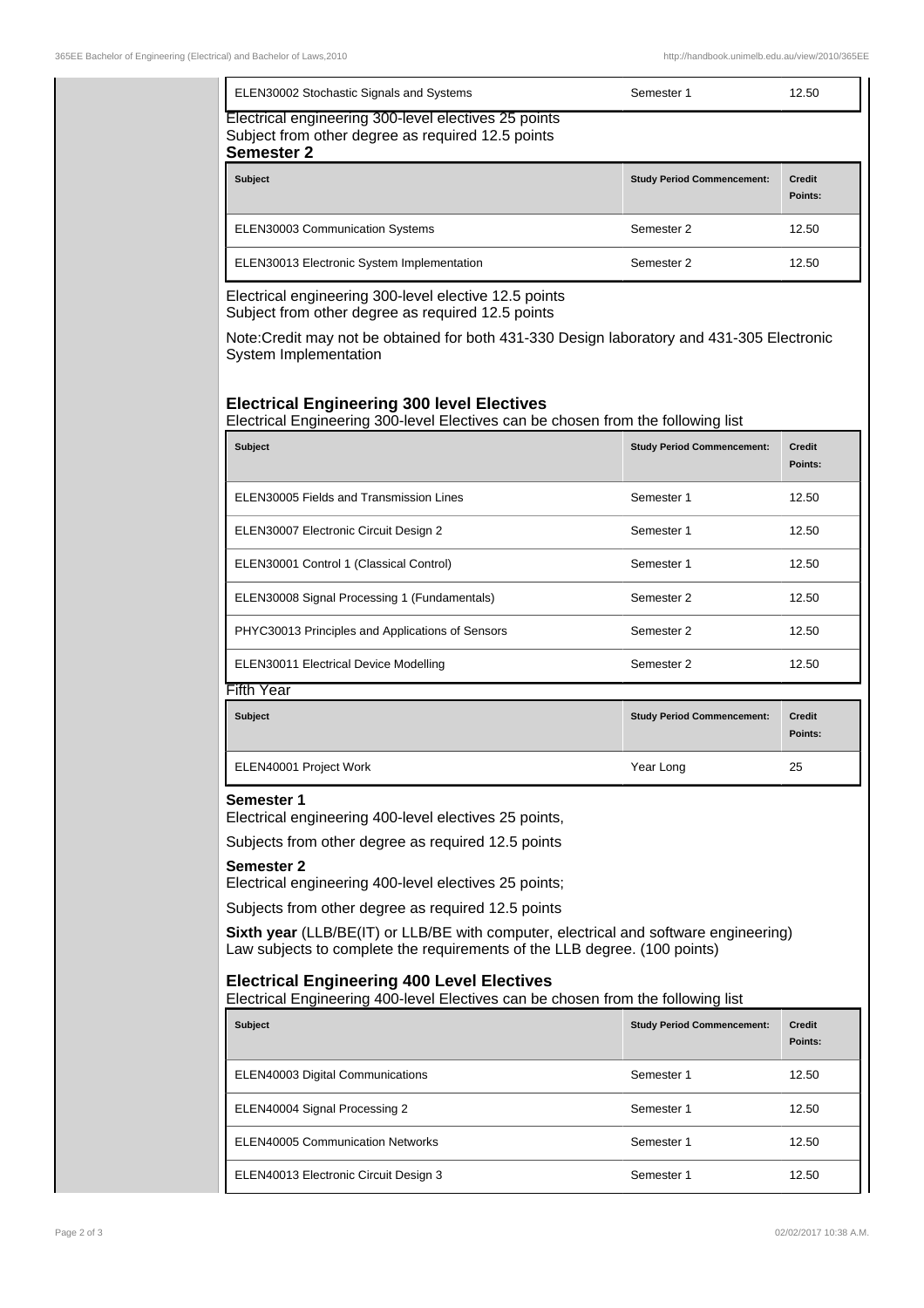| Subject | Study Period Commencement: | Credit Points: |
| --- | --- | --- |
| ELEN30002 Stochastic Signals and Systems | Semester 1 | 12.50 |

Electrical engineering 300-level electives 25 points
Subject from other degree as required 12.5 points

**Semester 2**

| Subject | Study Period Commencement: | Credit Points: |
| --- | --- | --- |
| ELEN30003 Communication Systems | Semester 2 | 12.50 |
| ELEN30013 Electronic System Implementation | Semester 2 | 12.50 |

Electrical engineering 300-level elective 12.5 points
Subject from other degree as required 12.5 points

Note:Credit may not be obtained for both 431-330 Design laboratory and 431-305 Electronic System Implementation

## Electrical Engineering 300 level Electives

Electrical Engineering 300-level Electives can be chosen from the following list

| Subject | Study Period Commencement: | Credit Points: |
| --- | --- | --- |
| ELEN30005 Fields and Transmission Lines | Semester 1 | 12.50 |
| ELEN30007 Electronic Circuit Design 2 | Semester 1 | 12.50 |
| ELEN30001 Control 1 (Classical Control) | Semester 1 | 12.50 |
| ELEN30008 Signal Processing 1 (Fundamentals) | Semester 2 | 12.50 |
| PHYC30013 Principles and Applications of Sensors | Semester 2 | 12.50 |
| ELEN30011 Electrical Device Modelling | Semester 2 | 12.50 |

Fifth Year

| Subject | Study Period Commencement: | Credit Points: |
| --- | --- | --- |
| ELEN40001 Project Work | Year Long | 25 |

**Semester 1**
Electrical engineering 400-level electives 25 points,

Subjects from other degree as required 12.5 points

**Semester 2**
Electrical engineering 400-level electives 25 points;

Subjects from other degree as required 12.5 points

**Sixth year** (LLB/BE(IT) or LLB/BE with computer, electrical and software engineering)
Law subjects to complete the requirements of the LLB degree. (100 points)

## Electrical Engineering 400 Level Electives

Electrical Engineering 400-level Electives can be chosen from the following list

| Subject | Study Period Commencement: | Credit Points: |
| --- | --- | --- |
| ELEN40003 Digital Communications | Semester 1 | 12.50 |
| ELEN40004 Signal Processing 2 | Semester 1 | 12.50 |
| ELEN40005 Communication Networks | Semester 1 | 12.50 |
| ELEN40013 Electronic Circuit Design 3 | Semester 1 | 12.50 |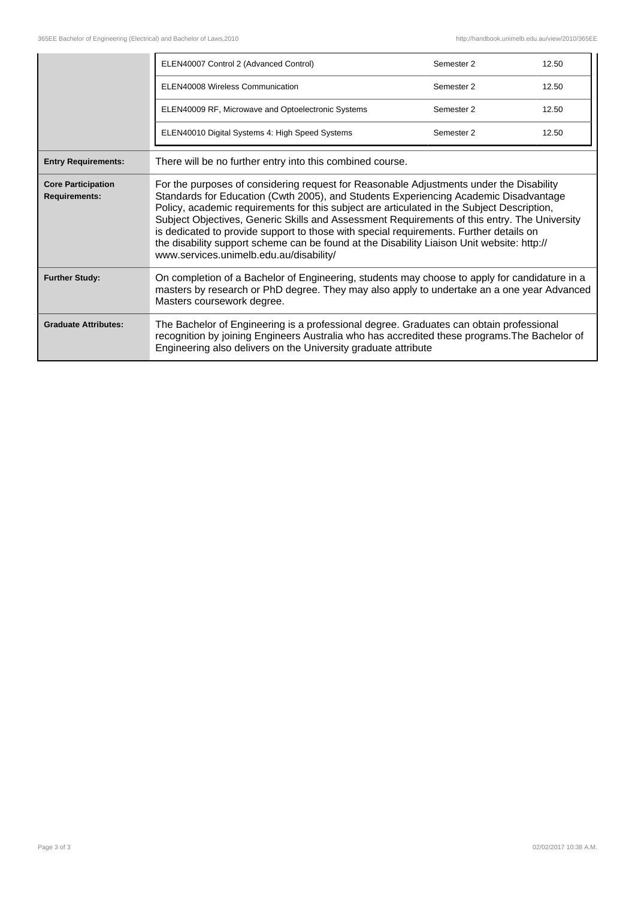| | | | |
|---|---|---|---|
| | ELEN40007 Control 2 (Advanced Control) | Semester 2 | 12.50 |
| | ELEN40008 Wireless Communication | Semester 2 | 12.50 |
| | ELEN40009 RF, Microwave and Optoelectronic Systems | Semester 2 | 12.50 |
| | ELEN40010 Digital Systems 4: High Speed Systems | Semester 2 | 12.50 |

| | |
|---|---|
| **Entry Requirements:** | There will be no further entry into this combined course. |
| **Core Participation Requirements:** | For the purposes of considering request for Reasonable Adjustments under the Disability Standards for Education (Cwth 2005), and Students Experiencing Academic Disadvantage Policy, academic requirements for this subject are articulated in the Subject Description, Subject Objectives, Generic Skills and Assessment Requirements of this entry. The University is dedicated to provide support to those with special requirements. Further details on the disability support scheme can be found at the Disability Liaison Unit website: http://www.services.unimelb.edu.au/disability/ |
| **Further Study:** | On completion of a Bachelor of Engineering, students may choose to apply for candidature in a masters by research or PhD degree. They may also apply to undertake an a one year Advanced Masters coursework degree. |
| **Graduate Attributes:** | The Bachelor of Engineering is a professional degree. Graduates can obtain professional recognition by joining Engineers Australia who has accredited these programs.The Bachelor of Engineering also delivers on the University graduate attribute |